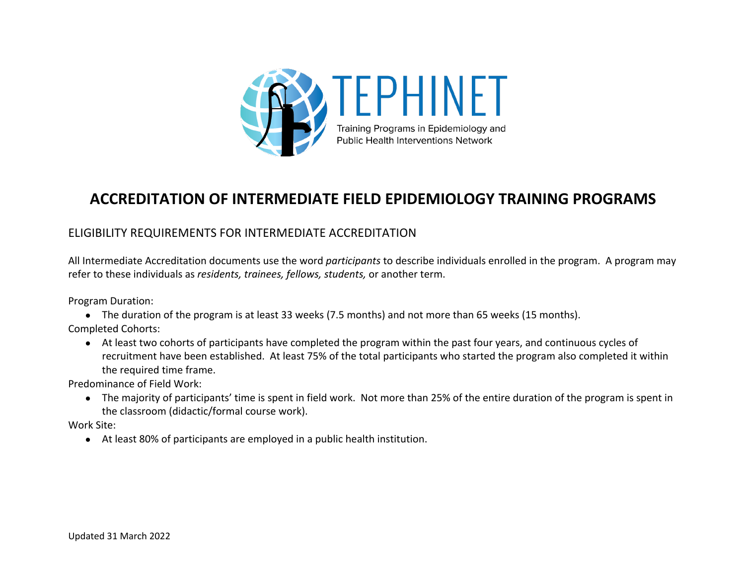TEPHINET

Training Programs in Epidemiology and Public Health Interventions Network

# ACCREDITATION OF INTERMEDIATE FIELD EPIDEMIOLOGY TRAINING PROGRAMS

## ELIGIBILITY REQUIREMENTS FOR INTERMEDIATE ACCREDITATION

All Intermediate Accreditation documents use the word *participants* to describe individuals enrolled in the program. A program may refer to these individuals as *residents, trainees, fellows, students,* or another term.

Program Duration:

- The duration of the program is at least 33 weeks (7.5 months) and not more than 65 weeks (15 months).

Completed Cohorts:

- At least two cohorts of participants have completed the program within the past four years, and continuous cycles of recruitment have been established. At least 75% of the total participants who started the program also completed it within the required time frame.

Predominance of Field Work:

- The majority of participants' time is spent in field work. Not more than 25% of the entire duration of the program is spent in the classroom (didactic/formal course work).

Work Site:

- At least 80% of participants are employed in a public health institution.

Updated 31 March 2022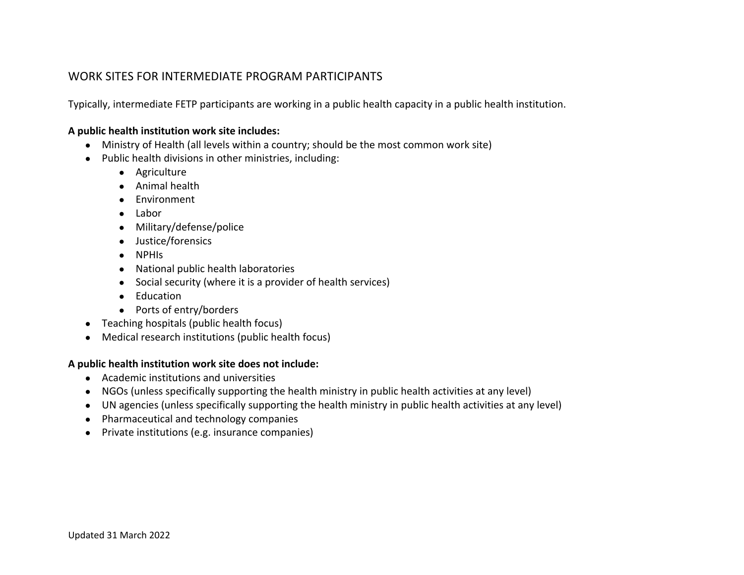## WORK SITES FOR INTERMEDIATE PROGRAM PARTICIPANTS

Typically, intermediate FETP participants are working in a public health capacity in a public health institution.

**A public health institution work site includes:**

- Ministry of Health (all levels within a country; should be the most common work site)
- Public health divisions in other ministries, including:
    - Agriculture
    - Animal health
    - Environment
    - Labor
    - Military/defense/police
    - Justice/forensics
    - NPHIs
    - National public health laboratories
    - Social security (where it is a provider of health services)
    - Education
    - Ports of entry/borders
- Teaching hospitals (public health focus)
- Medical research institutions (public health focus)

**A public health institution work site does not include:**

- Academic institutions and universities
- NGOs (unless specifically supporting the health ministry in public health activities at any level)
- UN agencies (unless specifically supporting the health ministry in public health activities at any level)
- Pharmaceutical and technology companies
- Private institutions (e.g. insurance companies)

Updated 31 March 2022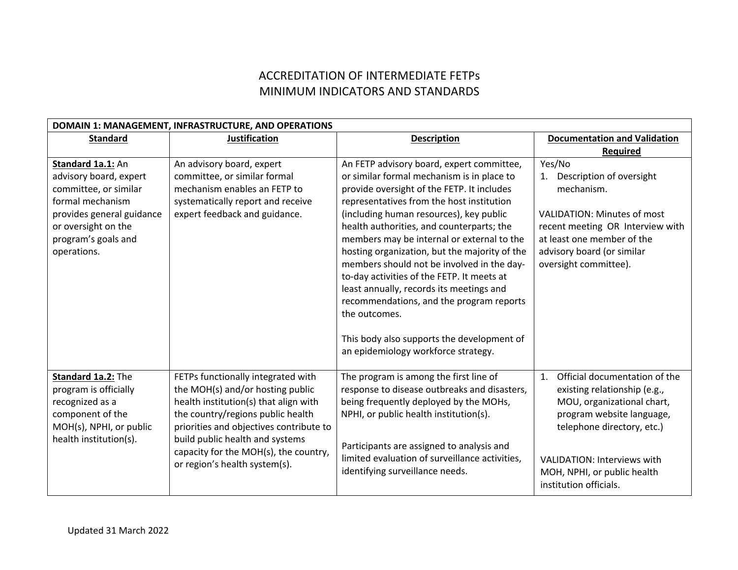# ACCREDITATION OF INTERMEDIATE FETPs
# MINIMUM INDICATORS AND STANDARDS

| DOMAIN 1: MANAGEMENT, INFRASTRUCTURE, AND OPERATIONS | | | |
|---|---|---|---|
| **Standard** | **Justification** | **Description** | **Documentation and Validation Required** |
| **Standard 1a.1:** An advisory board, expert committee, or similar formal mechanism provides general guidance or oversight on the program's goals and operations. | An advisory board, expert committee, or similar formal mechanism enables an FETP to systematically report and receive expert feedback and guidance. | An FETP advisory board, expert committee, or similar formal mechanism is in place to provide oversight of the FETP. It includes representatives from the host institution (including human resources), key public health authorities, and counterparts; the members may be internal or external to the hosting organization, but the majority of the members should not be involved in the day-to-day activities of the FETP. It meets at least annually, records its meetings and recommendations, and the program reports the outcomes.<br><br>This body also supports the development of an epidemiology workforce strategy. | Yes/No<br>1. Description of oversight mechanism.<br><br>VALIDATION: Minutes of most recent meeting OR Interview with at least one member of the advisory board (or similar oversight committee). |
| **Standard 1a.2:** The program is officially recognized as a component of the MOH(s), NPHI, or public health institution(s). | FETPs functionally integrated with the MOH(s) and/or hosting public health institution(s) that align with the country/regions public health priorities and objectives contribute to build public health and systems capacity for the MOH(s), the country, or region's health system(s). | The program is among the first line of response to disease outbreaks and disasters, being frequently deployed by the MOHs, NPHI, or public health institution(s).<br><br>Participants are assigned to analysis and limited evaluation of surveillance activities, identifying surveillance needs. | 1. Official documentation of the existing relationship (e.g., MOU, organizational chart, program website language, telephone directory, etc.)<br><br>VALIDATION: Interviews with MOH, NPHI, or public health institution officials. |

Updated 31 March 2022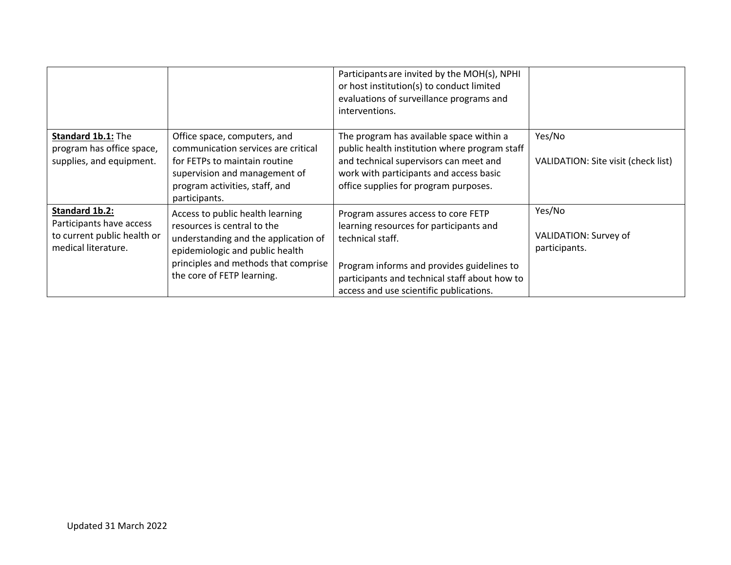| | | | |
|---|---|---|---|
| | | Participants are invited by the MOH(s), NPHI or host institution(s) to conduct limited evaluations of surveillance programs and interventions. | |
| **Standard 1b.1:** The program has office space, supplies, and equipment. | Office space, computers, and communication services are critical for FETPs to maintain routine supervision and management of program activities, staff, and participants. | The program has available space within a public health institution where program staff and technical supervisors can meet and work with participants and access basic office supplies for program purposes. | Yes/No<br><br>VALIDATION: Site visit (check list) |
| **Standard 1b.2:** Participants have access to current public health or medical literature. | Access to public health learning resources is central to the understanding and the application of epidemiologic and public health principles and methods that comprise the core of FETP learning. | Program assures access to core FETP learning resources for participants and technical staff.<br><br>Program informs and provides guidelines to participants and technical staff about how to access and use scientific publications. | Yes/No<br><br>VALIDATION: Survey of participants. |

Updated 31 March 2022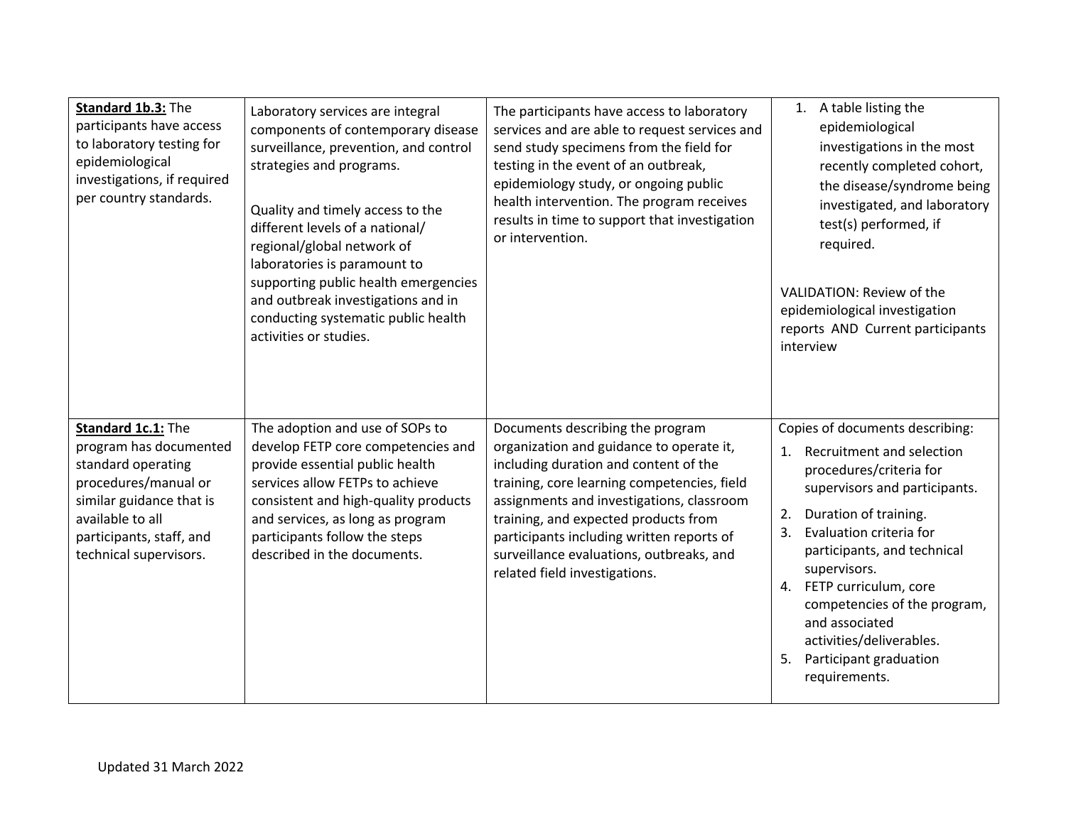| | | | |
|---|---|---|---|
| **Standard 1b.3:** The participants have access to laboratory testing for epidemiological investigations, if required per country standards. | Laboratory services are integral components of contemporary disease surveillance, prevention, and control strategies and programs.<br><br>Quality and timely access to the different levels of a national/ regional/global network of laboratories is paramount to supporting public health emergencies and outbreak investigations and in conducting systematic public health activities or studies. | The participants have access to laboratory services and are able to request services and send study specimens from the field for testing in the event of an outbreak, epidemiology study, or ongoing public health intervention. The program receives results in time to support that investigation or intervention. | 1. A table listing the epidemiological investigations in the most recently completed cohort, the disease/syndrome being investigated, and laboratory test(s) performed, if required.<br><br>VALIDATION: Review of the epidemiological investigation reports AND Current participants interview |
| **Standard 1c.1:** The program has documented standard operating procedures/manual or similar guidance that is available to all participants, staff, and technical supervisors. | The adoption and use of SOPs to develop FETP core competencies and provide essential public health services allow FETPs to achieve consistent and high-quality products and services, as long as program participants follow the steps described in the documents. | Documents describing the program organization and guidance to operate it, including duration and content of the training, core learning competencies, field assignments and investigations, classroom training, and expected products from participants including written reports of surveillance evaluations, outbreaks, and related field investigations. | Copies of documents describing:<br>1. Recruitment and selection procedures/criteria for supervisors and participants.<br>2. Duration of training.<br>3. Evaluation criteria for participants, and technical supervisors.<br>4. FETP curriculum, core competencies of the program, and associated activities/deliverables.<br>5. Participant graduation requirements. |

Updated 31 March 2022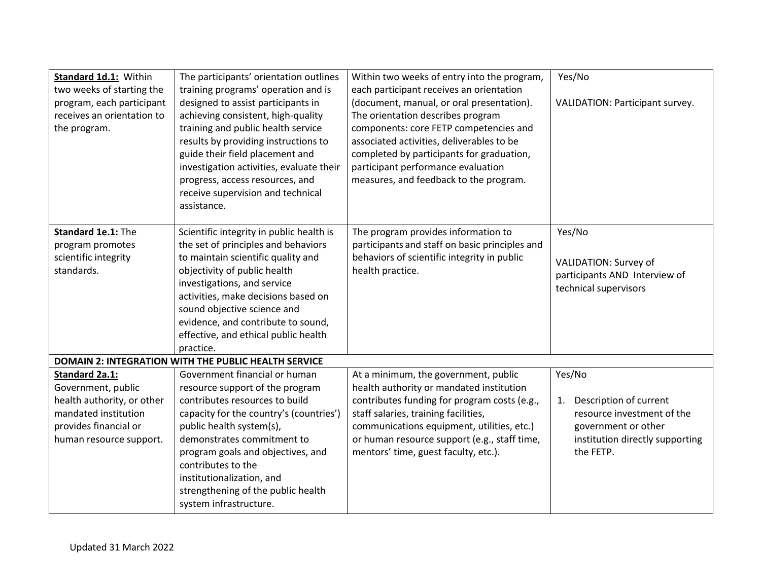| | | | |
|---|---|---|---|
| **Standard 1d.1:** Within two weeks of starting the program, each participant receives an orientation to the program. | The participants' orientation outlines training programs' operation and is designed to assist participants in achieving consistent, high-quality training and public health service results by providing instructions to guide their field placement and investigation activities, evaluate their progress, access resources, and receive supervision and technical assistance. | Within two weeks of entry into the program, each participant receives an orientation (document, manual, or oral presentation). The orientation describes program components: core FETP competencies and associated activities, deliverables to be completed by participants for graduation, participant performance evaluation measures, and feedback to the program. | Yes/No<br><br>VALIDATION: Participant survey. |
| **Standard 1e.1:** The program promotes scientific integrity standards. | Scientific integrity in public health is the set of principles and behaviors to maintain scientific quality and objectivity of public health investigations, and service activities, make decisions based on sound objective science and evidence, and contribute to sound, effective, and ethical public health practice. | The program provides information to participants and staff on basic principles and behaviors of scientific integrity in public health practice. | Yes/No<br><br>VALIDATION: Survey of participants AND Interview of technical supervisors |
| **DOMAIN 2: INTEGRATION WITH THE PUBLIC HEALTH SERVICE** | | | |
| **Standard 2a.1:** Government, public health authority, or other mandated institution provides financial or human resource support. | Government financial or human resource support of the program contributes resources to build capacity for the country's (countries') public health system(s), demonstrates commitment to program goals and objectives, and contributes to the institutionalization, and strengthening of the public health system infrastructure. | At a minimum, the government, public health authority or mandated institution contributes funding for program costs (e.g., staff salaries, training facilities, communications equipment, utilities, etc.) or human resource support (e.g., staff time, mentors' time, guest faculty, etc.). | Yes/No<br><br>1. Description of current resource investment of the government or other institution directly supporting the FETP. |

Updated 31 March 2022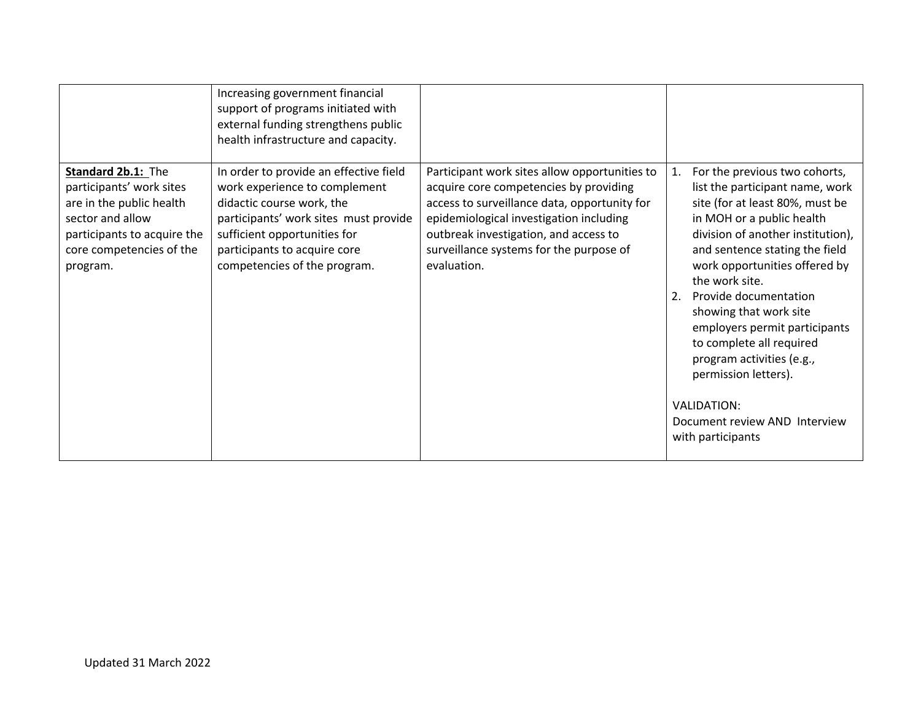| | | | |
|---|---|---|---|
| | Increasing government financial support of programs initiated with external funding strengthens public health infrastructure and capacity. | | |
| **Standard 2b.1:** The participants' work sites are in the public health sector and allow participants to acquire the core competencies of the program. | In order to provide an effective field work experience to complement didactic course work, the participants' work sites must provide sufficient opportunities for participants to acquire core competencies of the program. | Participant work sites allow opportunities to acquire core competencies by providing access to surveillance data, opportunity for epidemiological investigation including outbreak investigation, and access to surveillance systems for the purpose of evaluation. | 1. For the previous two cohorts, list the participant name, work site (for at least 80%, must be in MOH or a public health division of another institution), and sentence stating the field work opportunities offered by the work site.<br>2. Provide documentation showing that work site employers permit participants to complete all required program activities (e.g., permission letters).<br><br>VALIDATION:<br>Document review AND Interview with participants |

Updated 31 March 2022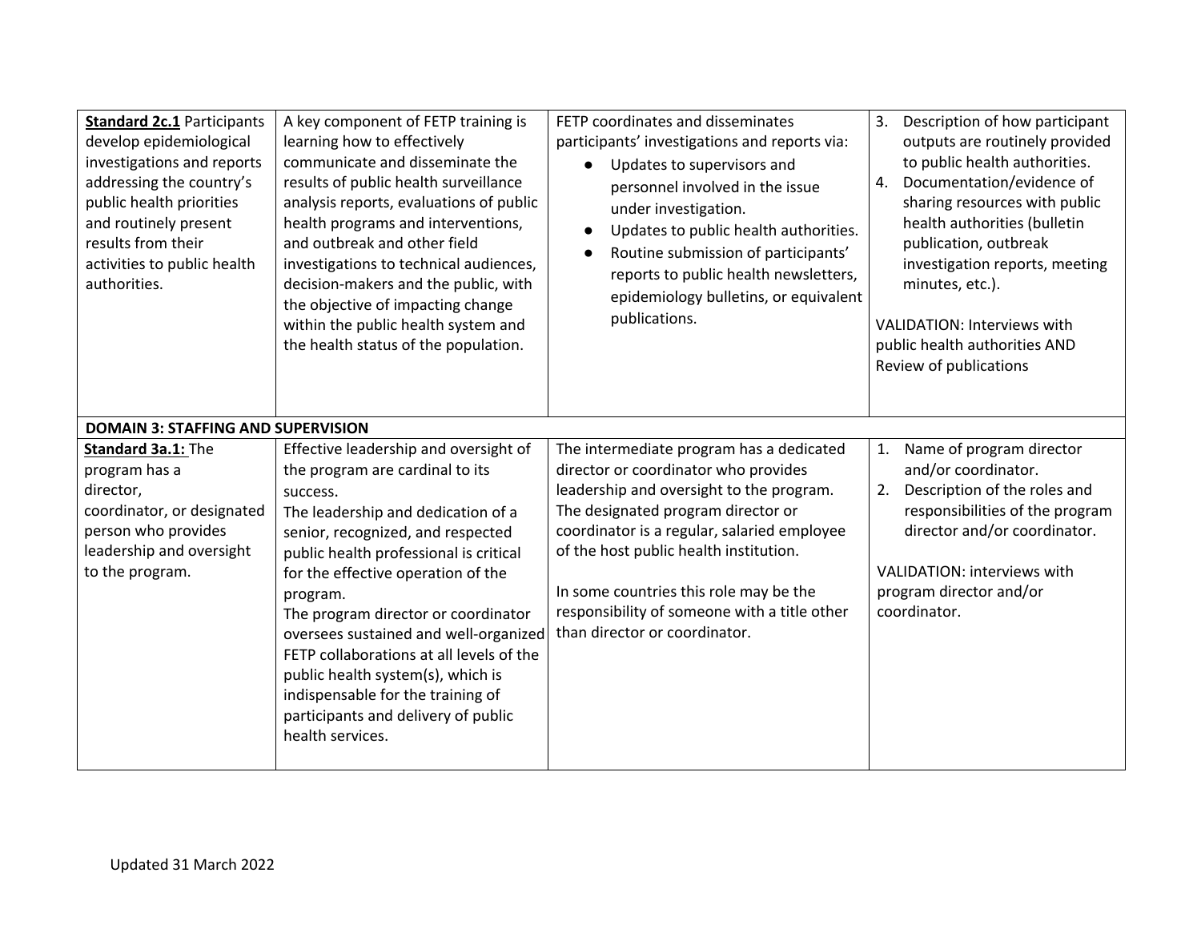| | | | |
|---|---|---|---|
| **Standard 2c.1** Participants develop epidemiological investigations and reports addressing the country's public health priorities and routinely present results from their activities to public health authorities. | A key component of FETP training is learning how to effectively communicate and disseminate the results of public health surveillance analysis reports, evaluations of public health programs and interventions, and outbreak and other field investigations to technical audiences, decision-makers and the public, with the objective of impacting change within the public health system and the health status of the population. | FETP coordinates and disseminates participants' investigations and reports via:<br>● Updates to supervisors and personnel involved in the issue under investigation.<br>● Updates to public health authorities.<br>● Routine submission of participants' reports to public health newsletters, epidemiology bulletins, or equivalent publications. | 3. Description of how participant outputs are routinely provided to public health authorities.<br>4. Documentation/evidence of sharing resources with public health authorities (bulletin publication, outbreak investigation reports, meeting minutes, etc.).<br><br>VALIDATION: Interviews with public health authorities AND Review of publications |
| **DOMAIN 3: STAFFING AND SUPERVISION** | | | |
| **Standard 3a.1:** The program has a director, coordinator, or designated person who provides leadership and oversight to the program. | Effective leadership and oversight of the program are cardinal to its success.<br>The leadership and dedication of a senior, recognized, and respected public health professional is critical for the effective operation of the program.<br>The program director or coordinator oversees sustained and well-organized FETP collaborations at all levels of the public health system(s), which is indispensable for the training of participants and delivery of public health services. | The intermediate program has a dedicated director or coordinator who provides leadership and oversight to the program. The designated program director or coordinator is a regular, salaried employee of the host public health institution.<br><br>In some countries this role may be the responsibility of someone with a title other than director or coordinator. | 1. Name of program director and/or coordinator.<br>2. Description of the roles and responsibilities of the program director and/or coordinator.<br><br>VALIDATION: interviews with program director and/or coordinator. |

Updated 31 March 2022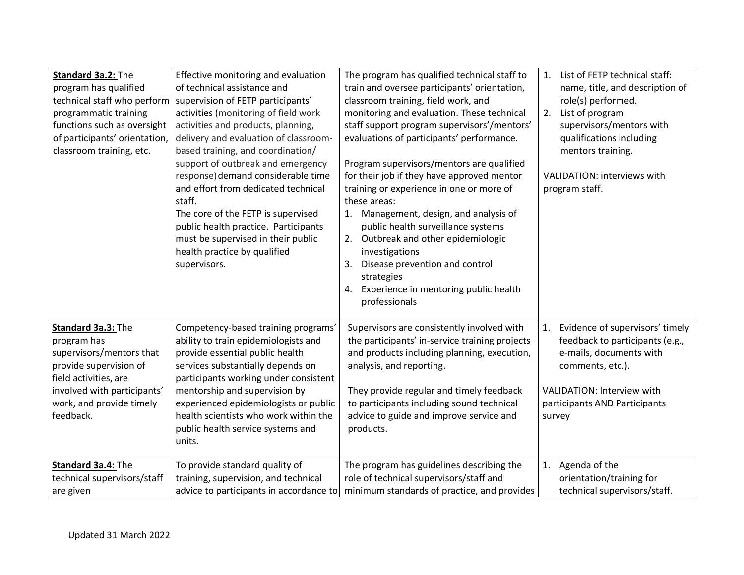| | | | |
|---|---|---|---|
| **Standard 3a.2:** The program has qualified technical staff who perform programmatic training functions such as oversight of participants' orientation, classroom training, etc. | Effective monitoring and evaluation of technical assistance and supervision of FETP participants' activities (monitoring of field work activities and products, planning, delivery and evaluation of classroom-based training, and coordination/ support of outbreak and emergency response) demand considerable time and effort from dedicated technical staff.<br>The core of the FETP is supervised public health practice. Participants must be supervised in their public health practice by qualified supervisors. | The program has qualified technical staff to train and oversee participants' orientation, classroom training, field work, and monitoring and evaluation. These technical staff support program supervisors'/mentors' evaluations of participants' performance.<br><br>Program supervisors/mentors are qualified for their job if they have approved mentor training or experience in one or more of these areas:<br>1. Management, design, and analysis of public health surveillance systems<br>2. Outbreak and other epidemiologic investigations<br>3. Disease prevention and control strategies<br>4. Experience in mentoring public health professionals | 1. List of FETP technical staff: name, title, and description of role(s) performed.<br>2. List of program supervisors/mentors with qualifications including mentors training.<br><br>VALIDATION: interviews with program staff. |
| **Standard 3a.3:** The program has supervisors/mentors that provide supervision of field activities, are involved with participants' work, and provide timely feedback. | Competency-based training programs' ability to train epidemiologists and provide essential public health services substantially depends on participants working under consistent mentorship and supervision by experienced epidemiologists or public health scientists who work within the public health service systems and units. | Supervisors are consistently involved with the participants' in-service training projects and products including planning, execution, analysis, and reporting.<br><br>They provide regular and timely feedback to participants including sound technical advice to guide and improve service and products. | 1. Evidence of supervisors' timely feedback to participants (e.g., e-mails, documents with comments, etc.).<br><br>VALIDATION: Interview with participants AND Participants survey |
| **Standard 3a.4:** The technical supervisors/staff are given | To provide standard quality of training, supervision, and technical advice to participants in accordance to | The program has guidelines describing the role of technical supervisors/staff and minimum standards of practice, and provides | 1. Agenda of the orientation/training for technical supervisors/staff. |

Updated 31 March 2022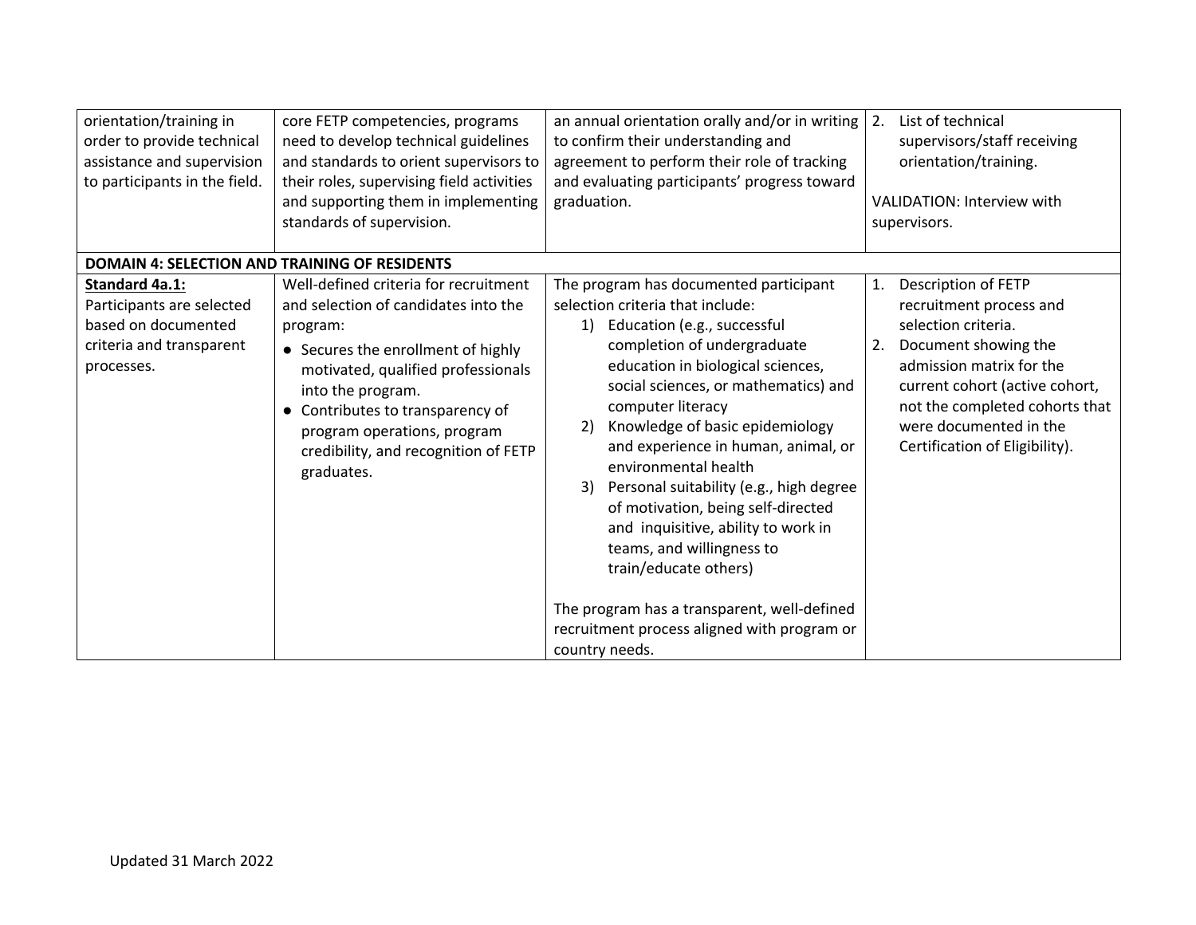| | | | |
|---|---|---|---|
| orientation/training in order to provide technical assistance and supervision to participants in the field. | core FETP competencies, programs need to develop technical guidelines and standards to orient supervisors to their roles, supervising field activities and supporting them in implementing standards of supervision. | an annual orientation orally and/or in writing to confirm their understanding and agreement to perform their role of tracking and evaluating participants' progress toward graduation. | 2. List of technical supervisors/staff receiving orientation/training.<br><br>VALIDATION: Interview with supervisors. |
| **DOMAIN 4: SELECTION AND TRAINING OF RESIDENTS** | | | |
| **Standard 4a.1:**<br>Participants are selected based on documented criteria and transparent processes. | Well-defined criteria for recruitment and selection of candidates into the program:<br>• Secures the enrollment of highly motivated, qualified professionals into the program.<br>• Contributes to transparency of program operations, program credibility, and recognition of FETP graduates. | The program has documented participant selection criteria that include:<br>1) Education (e.g., successful completion of undergraduate education in biological sciences, social sciences, or mathematics) and computer literacy<br>2) Knowledge of basic epidemiology and experience in human, animal, or environmental health<br>3) Personal suitability (e.g., high degree of motivation, being self-directed and inquisitive, ability to work in teams, and willingness to train/educate others)<br><br>The program has a transparent, well-defined recruitment process aligned with program or country needs. | 1. Description of FETP recruitment process and selection criteria.<br>2. Document showing the admission matrix for the current cohort (active cohort, not the completed cohorts that were documented in the Certification of Eligibility). |

Updated 31 March 2022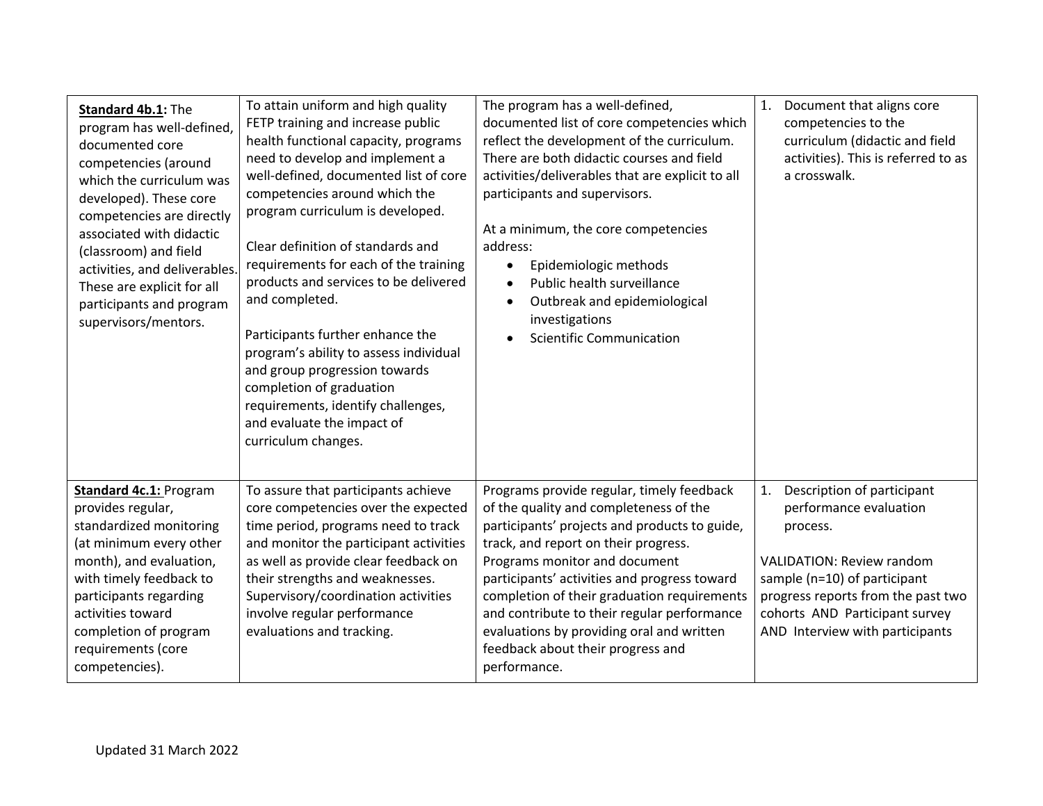| | | | |
|---|---|---|---|
| **Standard 4b.1:** The program has well-defined, documented core competencies (around which the curriculum was developed). These core competencies are directly associated with didactic (classroom) and field activities, and deliverables. These are explicit for all participants and program supervisors/mentors. | To attain uniform and high quality FETP training and increase public health functional capacity, programs need to develop and implement a well-defined, documented list of core competencies around which the program curriculum is developed.<br><br>Clear definition of standards and requirements for each of the training products and services to be delivered and completed.<br><br>Participants further enhance the program's ability to assess individual and group progression towards completion of graduation requirements, identify challenges, and evaluate the impact of curriculum changes. | The program has a well-defined, documented list of core competencies which reflect the development of the curriculum. There are both didactic courses and field activities/deliverables that are explicit to all participants and supervisors.<br><br>At a minimum, the core competencies address:<br>• Epidemiologic methods<br>• Public health surveillance<br>• Outbreak and epidemiological investigations<br>• Scientific Communication | 1. Document that aligns core competencies to the curriculum (didactic and field activities). This is referred to as a crosswalk. |
| **Standard 4c.1:** Program provides regular, standardized monitoring (at minimum every other month), and evaluation, with timely feedback to participants regarding activities toward completion of program requirements (core competencies). | To assure that participants achieve core competencies over the expected time period, programs need to track and monitor the participant activities as well as provide clear feedback on their strengths and weaknesses. Supervisory/coordination activities involve regular performance evaluations and tracking. | Programs provide regular, timely feedback of the quality and completeness of the participants' projects and products to guide, track, and report on their progress. Programs monitor and document participants' activities and progress toward completion of their graduation requirements and contribute to their regular performance evaluations by providing oral and written feedback about their progress and performance. | 1. Description of participant performance evaluation process.<br><br>VALIDATION: Review random sample (n=10) of participant progress reports from the past two cohorts AND Participant survey AND Interview with participants |

Updated 31 March 2022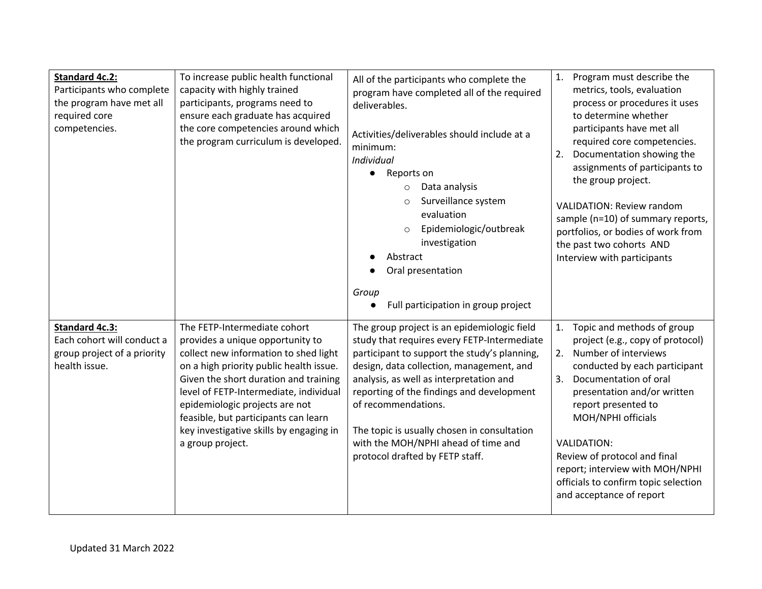| **Standard 4c.2:** Participants who complete the program have met all required core competencies. | To increase public health functional capacity with highly trained participants, programs need to ensure each graduate has acquired the core competencies around which the program curriculum is developed. | All of the participants who complete the program have completed all of the required deliverables.<br><br>Activities/deliverables should include at a minimum:<br>*Individual*<br>● Reports on<br>&nbsp;&nbsp;&nbsp;&nbsp;○ Data analysis<br>&nbsp;&nbsp;&nbsp;&nbsp;○ Surveillance system evaluation<br>&nbsp;&nbsp;&nbsp;&nbsp;○ Epidemiologic/outbreak investigation<br>● Abstract<br>● Oral presentation<br><br>*Group*<br>● Full participation in group project | 1. Program must describe the metrics, tools, evaluation process or procedures it uses to determine whether participants have met all required core competencies.<br>2. Documentation showing the assignments of participants to the group project.<br><br>VALIDATION: Review random sample (n=10) of summary reports, portfolios, or bodies of work from the past two cohorts AND Interview with participants |
|---|---|---|---|
| **Standard 4c.3:** Each cohort will conduct a group project of a priority health issue. | The FETP-Intermediate cohort provides a unique opportunity to collect new information to shed light on a high priority public health issue. Given the short duration and training level of FETP-Intermediate, individual epidemiologic projects are not feasible, but participants can learn key investigative skills by engaging in a group project. | The group project is an epidemiologic field study that requires every FETP-Intermediate participant to support the study's planning, design, data collection, management, and analysis, as well as interpretation and reporting of the findings and development of recommendations.<br><br>The topic is usually chosen in consultation with the MOH/NPHI ahead of time and protocol drafted by FETP staff. | 1. Topic and methods of group project (e.g., copy of protocol)<br>2. Number of interviews conducted by each participant<br>3. Documentation of oral presentation and/or written report presented to MOH/NPHI officials<br><br>VALIDATION:<br>Review of protocol and final report; interview with MOH/NPHI officials to confirm topic selection and acceptance of report |

Updated 31 March 2022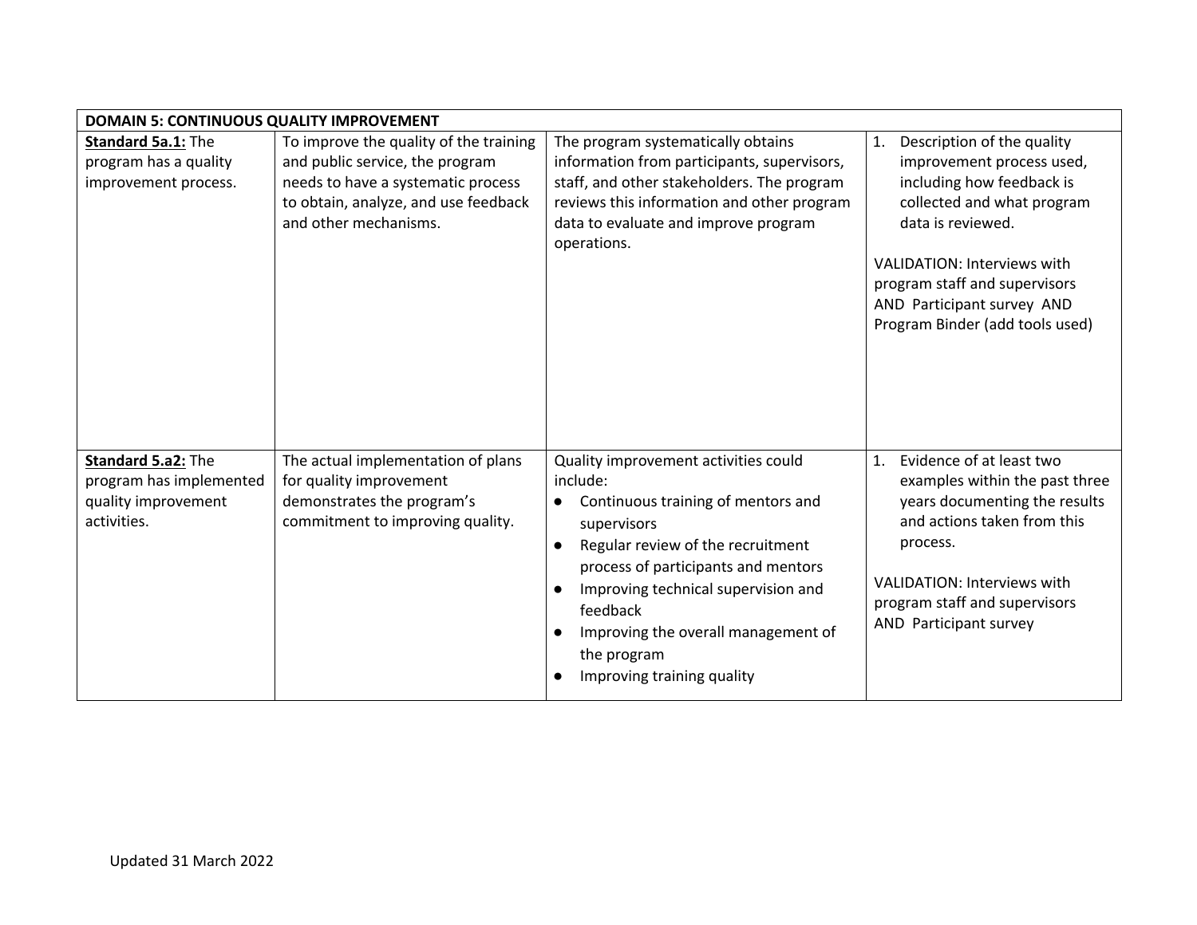| DOMAIN 5: CONTINUOUS QUALITY IMPROVEMENT | | | |
|---|---|---|---|
| **Standard 5a.1:** The program has a quality improvement process. | To improve the quality of the training and public service, the program needs to have a systematic process to obtain, analyze, and use feedback and other mechanisms. | The program systematically obtains information from participants, supervisors, staff, and other stakeholders. The program reviews this information and other program data to evaluate and improve program operations. | 1. Description of the quality improvement process used, including how feedback is collected and what program data is reviewed.<br><br>VALIDATION: Interviews with program staff and supervisors AND Participant survey AND Program Binder (add tools used) |
| **Standard 5.a2:** The program has implemented quality improvement activities. | The actual implementation of plans for quality improvement demonstrates the program's commitment to improving quality. | Quality improvement activities could include:<br>● Continuous training of mentors and supervisors<br>● Regular review of the recruitment process of participants and mentors<br>● Improving technical supervision and feedback<br>● Improving the overall management of the program<br>● Improving training quality | 1. Evidence of at least two examples within the past three years documenting the results and actions taken from this process.<br><br>VALIDATION: Interviews with program staff and supervisors AND Participant survey |

Updated 31 March 2022